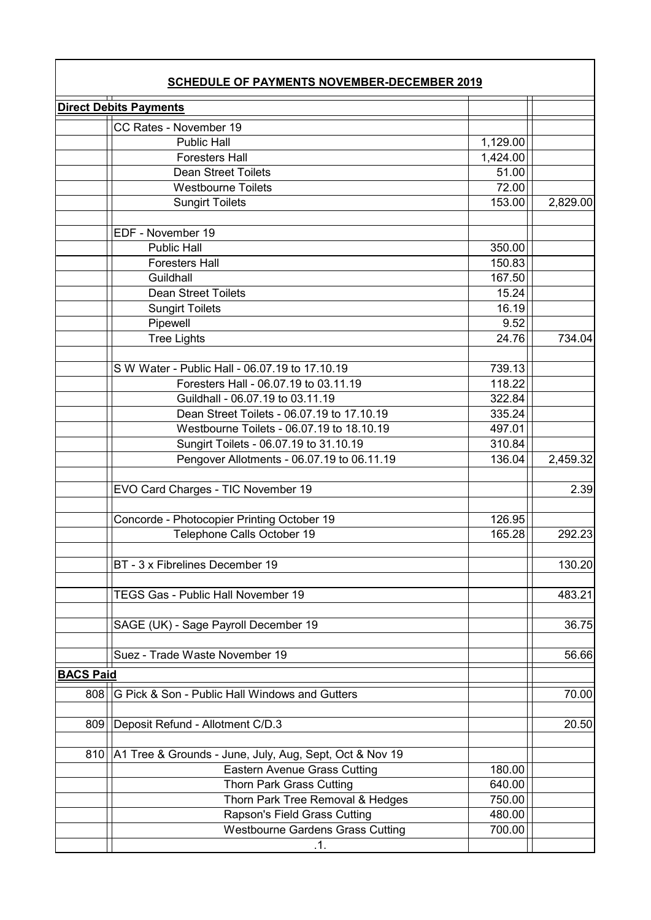## SCHEDULE OF PAYMENTS NOVEMBER-DECEMBER 2019

| | | | |
|---|---|---|---|
| **Direct Debits Payments** | | | |
| | CC Rates - November 19 | | |
| | Public Hall | 1,129.00 | |
| | Foresters Hall | 1,424.00 | |
| | Dean Street Toilets | 51.00 | |
| | Westbourne Toilets | 72.00 | |
| | Sungirt Toilets | 153.00 | 2,829.00 |
| | | | |
| | EDF - November 19 | | |
| | Public Hall | 350.00 | |
| | Foresters Hall | 150.83 | |
| | Guildhall | 167.50 | |
| | Dean Street Toilets | 15.24 | |
| | Sungirt Toilets | 16.19 | |
| | Pipewell | 9.52 | |
| | Tree Lights | 24.76 | 734.04 |
| | | | |
| | S W Water - Public Hall - 06.07.19 to 17.10.19 | 739.13 | |
| | Foresters Hall - 06.07.19 to 03.11.19 | 118.22 | |
| | Guildhall - 06.07.19 to 03.11.19 | 322.84 | |
| | Dean Street Toilets - 06.07.19 to 17.10.19 | 335.24 | |
| | Westbourne Toilets - 06.07.19 to 18.10.19 | 497.01 | |
| | Sungirt Toilets - 06.07.19 to 31.10.19 | 310.84 | |
| | Pengover Allotments - 06.07.19 to 06.11.19 | 136.04 | 2,459.32 |
| | | | |
| | EVO Card Charges - TIC November 19 | | 2.39 |
| | | | |
| | Concorde - Photocopier Printing October 19 | 126.95 | |
| | Telephone Calls October 19 | 165.28 | 292.23 |
| | | | |
| | BT - 3 x Fibrelines December 19 | | 130.20 |
| | | | |
| | TEGS Gas - Public Hall November 19 | | 483.21 |
| | | | |
| | SAGE (UK) - Sage Payroll December 19 | | 36.75 |
| | | | |
| | Suez - Trade Waste November 19 | | 56.66 |
| **BACS Paid** | | | |
| 808 | G Pick & Son - Public Hall Windows and Gutters | | 70.00 |
| | | | |
| 809 | Deposit Refund - Allotment C/D.3 | | 20.50 |
| | | | |
| 810 | A1 Tree & Grounds - June, July, Aug, Sept, Oct & Nov 19 | | |
| | Eastern Avenue Grass Cutting | 180.00 | |
| | Thorn Park Grass Cutting | 640.00 | |
| | Thorn Park Tree Removal & Hedges | 750.00 | |
| | Rapson's Field Grass Cutting | 480.00 | |
| | Westbourne Gardens Grass Cutting | 700.00 | |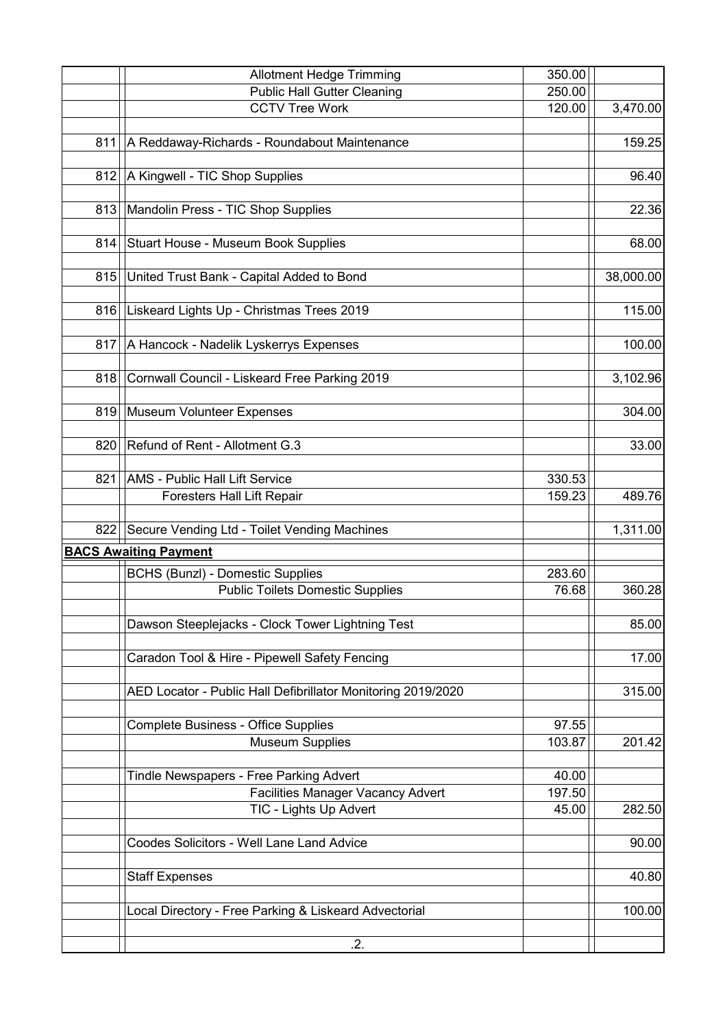| | | | |
|---|---|---|---|
| | Allotment Hedge Trimming | 350.00 | |
| | Public Hall Gutter Cleaning | 250.00 | |
| | CCTV Tree Work | 120.00 | 3,470.00 |
| | | | |
| 811 | A Reddaway-Richards - Roundabout Maintenance | | 159.25 |
| | | | |
| 812 | A Kingwell - TIC Shop Supplies | | 96.40 |
| | | | |
| 813 | Mandolin Press - TIC Shop Supplies | | 22.36 |
| | | | |
| 814 | Stuart House - Museum Book Supplies | | 68.00 |
| | | | |
| 815 | United Trust Bank - Capital Added to Bond | | 38,000.00 |
| | | | |
| 816 | Liskeard Lights Up - Christmas Trees 2019 | | 115.00 |
| | | | |
| 817 | A Hancock - Nadelik Lyskerrys Expenses | | 100.00 |
| | | | |
| 818 | Cornwall Council - Liskeard Free Parking 2019 | | 3,102.96 |
| | | | |
| 819 | Museum Volunteer Expenses | | 304.00 |
| | | | |
| 820 | Refund of Rent - Allotment G.3 | | 33.00 |
| | | | |
| 821 | AMS - Public Hall Lift Service | 330.53 | |
| | Foresters Hall Lift Repair | 159.23 | 489.76 |
| | | | |
| 822 | Secure Vending Ltd - Toilet Vending Machines | | 1,311.00 |
| **BACS Awaiting Payment** | | | |
| | BCHS (Bunzl) - Domestic Supplies | 283.60 | |
| | Public Toilets Domestic Supplies | 76.68 | 360.28 |
| | | | |
| | Dawson Steeplejacks - Clock Tower Lightning Test | | 85.00 |
| | | | |
| | Caradon Tool & Hire - Pipewell Safety Fencing | | 17.00 |
| | | | |
| | AED Locator - Public Hall Defibrillator Monitoring 2019/2020 | | 315.00 |
| | | | |
| | Complete Business - Office Supplies | 97.55 | |
| | Museum Supplies | 103.87 | 201.42 |
| | | | |
| | Tindle Newspapers - Free Parking Advert | 40.00 | |
| | Facilities Manager Vacancy Advert | 197.50 | |
| | TIC - Lights Up Advert | 45.00 | 282.50 |
| | | | |
| | Coodes Solicitors - Well Lane Land Advice | | 90.00 |
| | | | |
| | Staff Expenses | | 40.80 |
| | | | |
| | Local Directory - Free Parking & Liskeard Advectorial | | 100.00 |
| | | | |
| | .2. | | |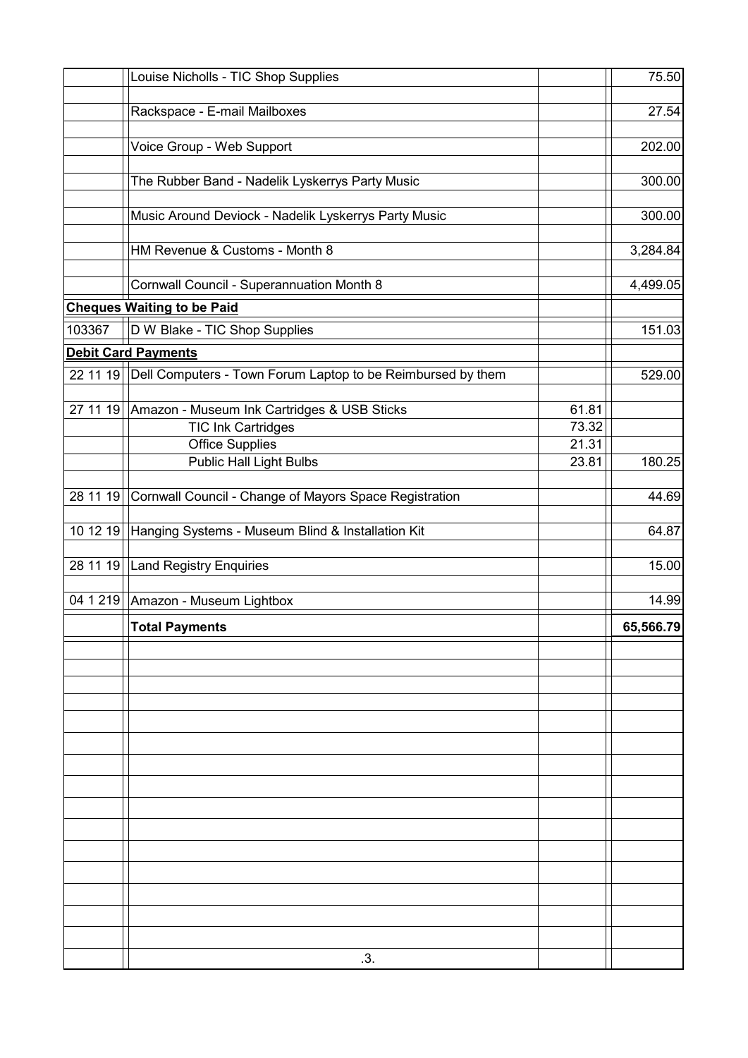| | | | |
|---|---|---|---|
| | Louise Nicholls - TIC Shop Supplies | | 75.50 |
| | Rackspace - E-mail Mailboxes | | 27.54 |
| | Voice Group - Web Support | | 202.00 |
| | The Rubber Band - Nadelik Lyskerrys Party Music | | 300.00 |
| | Music Around Deviock - Nadelik Lyskerrys Party Music | | 300.00 |
| | HM Revenue & Customs - Month 8 | | 3,284.84 |
| | Cornwall Council - Superannuation Month 8 | | 4,499.05 |
| **Cheques Waiting to be Paid** | | | |
| 103367 | D W Blake - TIC Shop Supplies | | 151.03 |
| **Debit Card Payments** | | | |
| 22 11 19 | Dell Computers - Town Forum Laptop to be Reimbursed by them | | 529.00 |
| 27 11 19 | Amazon - Museum Ink Cartridges & USB Sticks | 61.81 | |
| | TIC Ink Cartridges | 73.32 | |
| | Office Supplies | 21.31 | |
| | Public Hall Light Bulbs | 23.81 | 180.25 |
| 28 11 19 | Cornwall Council - Change of Mayors Space Registration | | 44.69 |
| 10 12 19 | Hanging Systems - Museum Blind & Installation Kit | | 64.87 |
| 28 11 19 | Land Registry Enquiries | | 15.00 |
| 04 1 219 | Amazon - Museum Lightbox | | 14.99 |
| | **Total Payments** | | **65,566.79** |